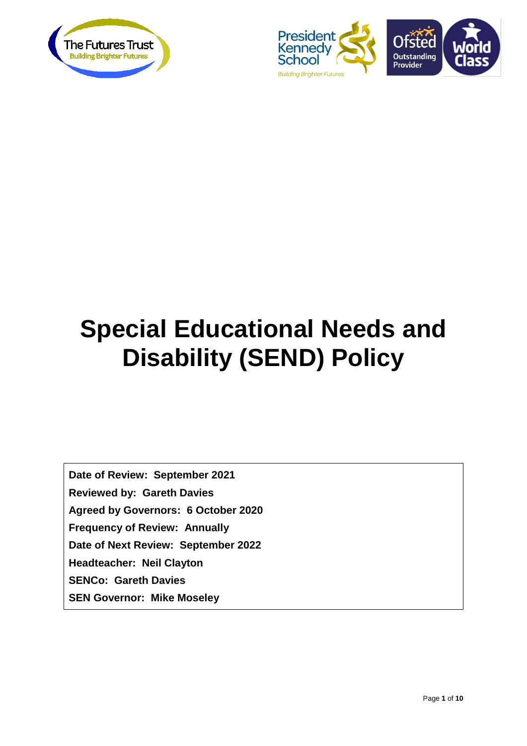# Special Educational Needs and Disability (SEND) Policy

**Date of Review: September 2021**
**Reviewed by: Gareth Davies**
**Agreed by Governors: 6 October 2020**
**Frequency of Review: Annually**
**Date of Next Review: September 2022**
**Headteacher: Neil Clayton**
**SENCo: Gareth Davies**
**SEN Governor: Mike Moseley**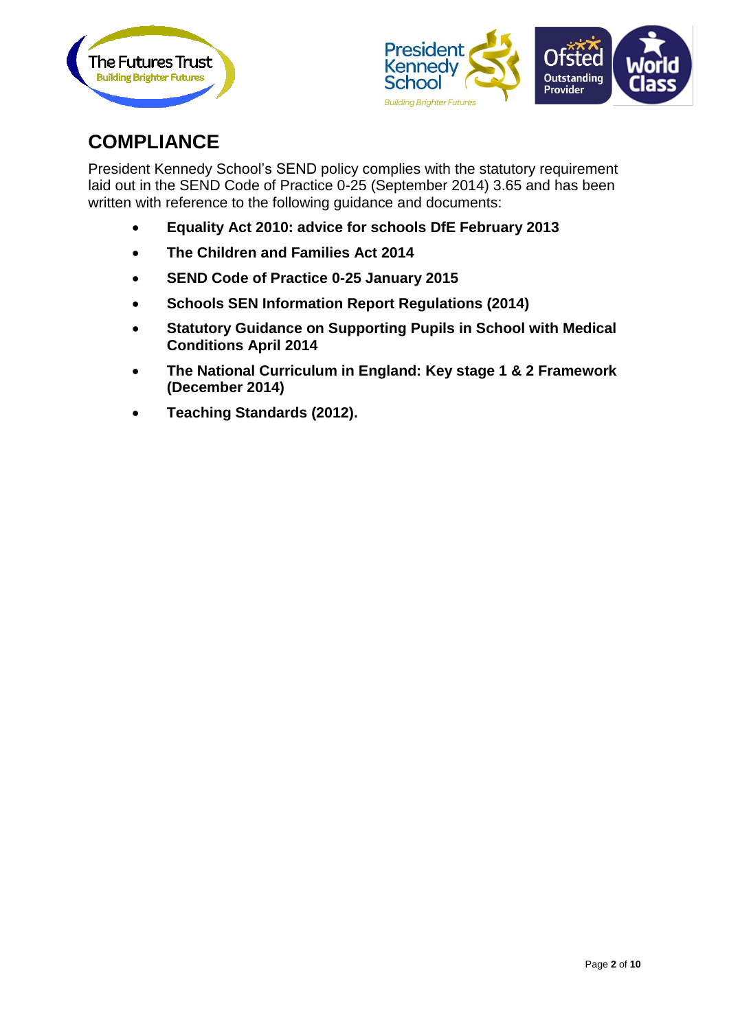## COMPLIANCE

President Kennedy School's SEND policy complies with the statutory requirement laid out in the SEND Code of Practice 0-25 (September 2014) 3.65 and has been written with reference to the following guidance and documents:

- **Equality Act 2010: advice for schools DfE February 2013**
- **The Children and Families Act 2014**
- **SEND Code of Practice 0-25 January 2015**
- **Schools SEN Information Report Regulations (2014)**
- **Statutory Guidance on Supporting Pupils in School with Medical Conditions April 2014**
- **The National Curriculum in England: Key stage 1 & 2 Framework (December 2014)**
- **Teaching Standards (2012).**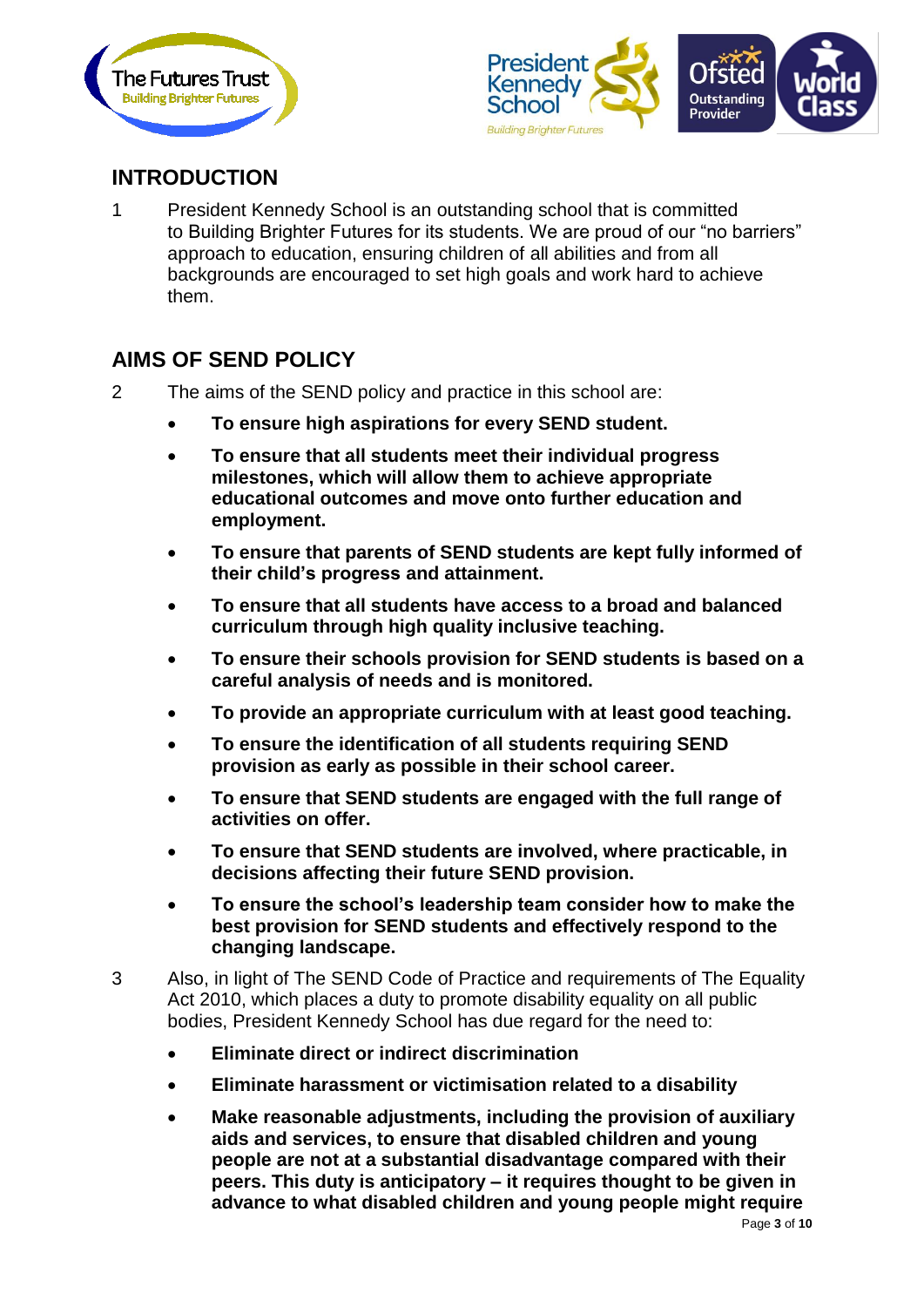## INTRODUCTION

1 President Kennedy School is an outstanding school that is committed to Building Brighter Futures for its students. We are proud of our “no barriers” approach to education, ensuring children of all abilities and from all backgrounds are encouraged to set high goals and work hard to achieve them.

## AIMS OF SEND POLICY

2 The aims of the SEND policy and practice in this school are:

- **To ensure high aspirations for every SEND student.**
- **To ensure that all students meet their individual progress milestones, which will allow them to achieve appropriate educational outcomes and move onto further education and employment.**
- **To ensure that parents of SEND students are kept fully informed of their child’s progress and attainment.**
- **To ensure that all students have access to a broad and balanced curriculum through high quality inclusive teaching.**
- **To ensure their schools provision for SEND students is based on a careful analysis of needs and is monitored.**
- **To provide an appropriate curriculum with at least good teaching.**
- **To ensure the identification of all students requiring SEND provision as early as possible in their school career.**
- **To ensure that SEND students are engaged with the full range of activities on offer.**
- **To ensure that SEND students are involved, where practicable, in decisions affecting their future SEND provision.**
- **To ensure the school’s leadership team consider how to make the best provision for SEND students and effectively respond to the changing landscape.**

3 Also, in light of The SEND Code of Practice and requirements of The Equality Act 2010, which places a duty to promote disability equality on all public bodies, President Kennedy School has due regard for the need to:

- **Eliminate direct or indirect discrimination**
- **Eliminate harassment or victimisation related to a disability**
- **Make reasonable adjustments, including the provision of auxiliary aids and services, to ensure that disabled children and young people are not at a substantial disadvantage compared with their peers. This duty is anticipatory – it requires thought to be given in advance to what disabled children and young people might require**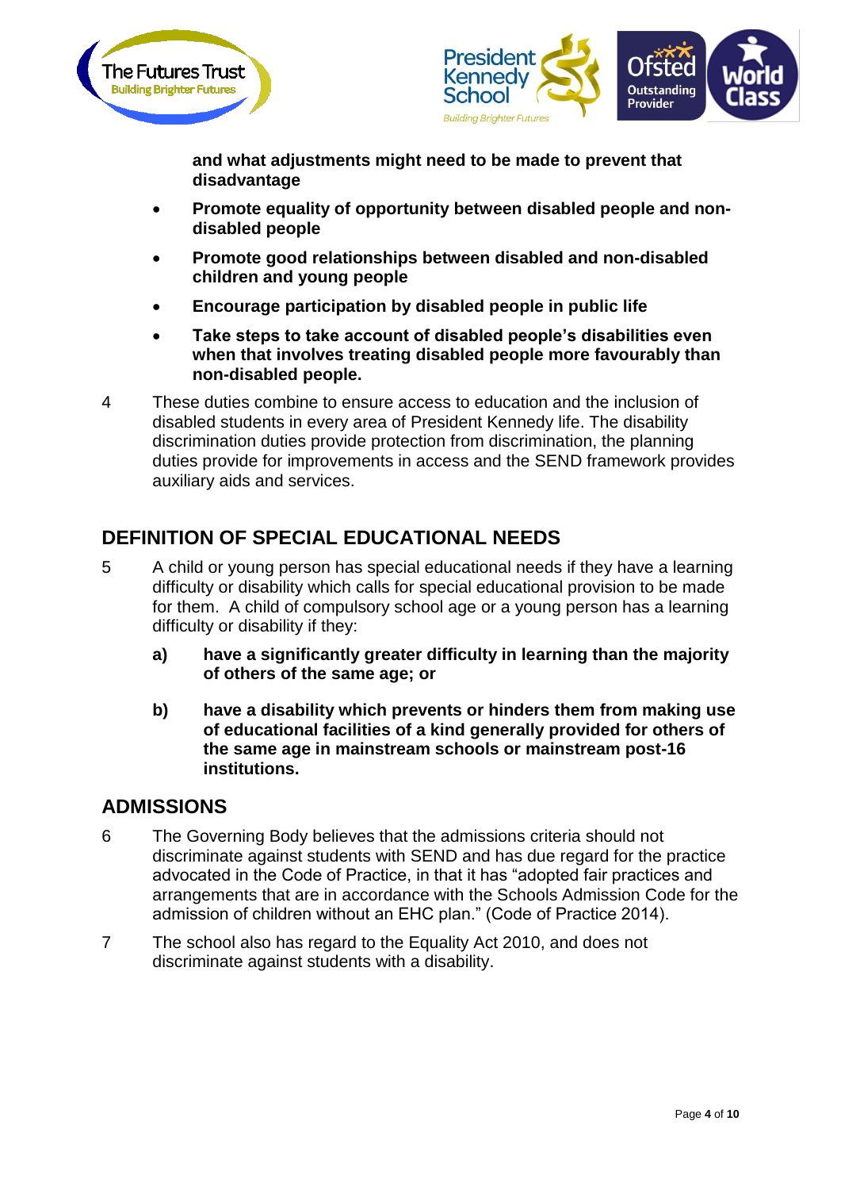**and what adjustments might need to be made to prevent that disadvantage**

- **Promote equality of opportunity between disabled people and non-disabled people**
- **Promote good relationships between disabled and non-disabled children and young people**
- **Encourage participation by disabled people in public life**
- **Take steps to take account of disabled people's disabilities even when that involves treating disabled people more favourably than non-disabled people.**

4 These duties combine to ensure access to education and the inclusion of disabled students in every area of President Kennedy life. The disability discrimination duties provide protection from discrimination, the planning duties provide for improvements in access and the SEND framework provides auxiliary aids and services.

## DEFINITION OF SPECIAL EDUCATIONAL NEEDS

5 A child or young person has special educational needs if they have a learning difficulty or disability which calls for special educational provision to be made for them. A child of compulsory school age or a young person has a learning difficulty or disability if they:

**a) have a significantly greater difficulty in learning than the majority of others of the same age; or**

**b) have a disability which prevents or hinders them from making use of educational facilities of a kind generally provided for others of the same age in mainstream schools or mainstream post-16 institutions.**

## ADMISSIONS

6 The Governing Body believes that the admissions criteria should not discriminate against students with SEND and has due regard for the practice advocated in the Code of Practice, in that it has "adopted fair practices and arrangements that are in accordance with the Schools Admission Code for the admission of children without an EHC plan." (Code of Practice 2014).

7 The school also has regard to the Equality Act 2010, and does not discriminate against students with a disability.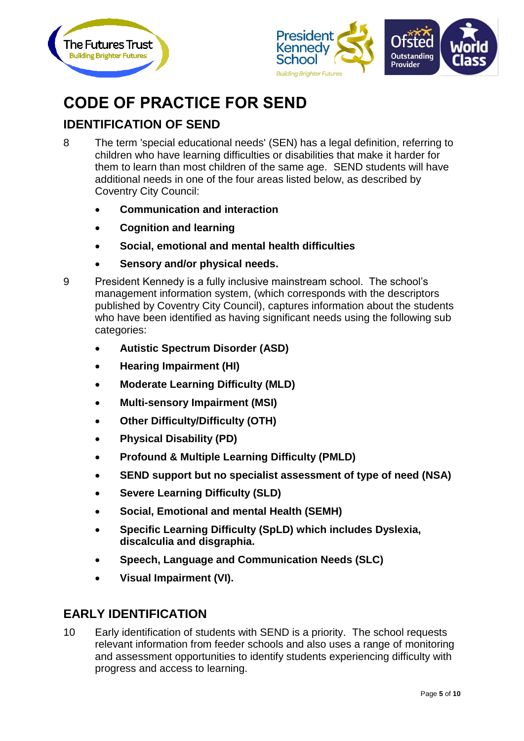# CODE OF PRACTICE FOR SEND

## IDENTIFICATION OF SEND

8 The term 'special educational needs' (SEN) has a legal definition, referring to children who have learning difficulties or disabilities that make it harder for them to learn than most children of the same age. SEND students will have additional needs in one of the four areas listed below, as described by Coventry City Council:

- **Communication and interaction**
- **Cognition and learning**
- **Social, emotional and mental health difficulties**
- **Sensory and/or physical needs.**

9 President Kennedy is a fully inclusive mainstream school. The school's management information system, (which corresponds with the descriptors published by Coventry City Council), captures information about the students who have been identified as having significant needs using the following sub categories:

- **Autistic Spectrum Disorder (ASD)**
- **Hearing Impairment (HI)**
- **Moderate Learning Difficulty (MLD)**
- **Multi-sensory Impairment (MSI)**
- **Other Difficulty/Difficulty (OTH)**
- **Physical Disability (PD)**
- **Profound & Multiple Learning Difficulty (PMLD)**
- **SEND support but no specialist assessment of type of need (NSA)**
- **Severe Learning Difficulty (SLD)**
- **Social, Emotional and mental Health (SEMH)**
- **Specific Learning Difficulty (SpLD) which includes Dyslexia, discalculia and disgraphia.**
- **Speech, Language and Communication Needs (SLC)**
- **Visual Impairment (VI).**

## EARLY IDENTIFICATION

10 Early identification of students with SEND is a priority. The school requests relevant information from feeder schools and also uses a range of monitoring and assessment opportunities to identify students experiencing difficulty with progress and access to learning.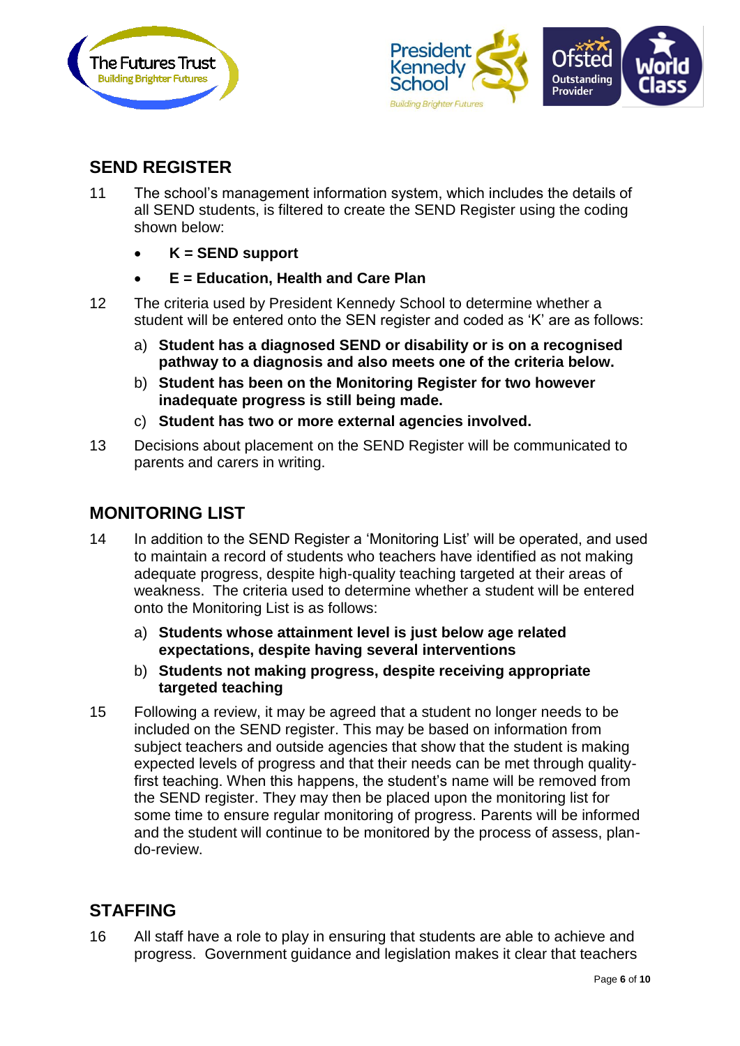## SEND REGISTER

11 The school's management information system, which includes the details of all SEND students, is filtered to create the SEND Register using the coding shown below:

- **K = SEND support**
- **E = Education, Health and Care Plan**

12 The criteria used by President Kennedy School to determine whether a student will be entered onto the SEN register and coded as 'K' are as follows:

a) **Student has a diagnosed SEND or disability or is on a recognised pathway to a diagnosis and also meets one of the criteria below.**

b) **Student has been on the Monitoring Register for two however inadequate progress is still being made.**

c) **Student has two or more external agencies involved.**

13 Decisions about placement on the SEND Register will be communicated to parents and carers in writing.

## MONITORING LIST

14 In addition to the SEND Register a 'Monitoring List' will be operated, and used to maintain a record of students who teachers have identified as not making adequate progress, despite high-quality teaching targeted at their areas of weakness. The criteria used to determine whether a student will be entered onto the Monitoring List is as follows:

a) **Students whose attainment level is just below age related expectations, despite having several interventions**

b) **Students not making progress, despite receiving appropriate targeted teaching**

15 Following a review, it may be agreed that a student no longer needs to be included on the SEND register. This may be based on information from subject teachers and outside agencies that show that the student is making expected levels of progress and that their needs can be met through quality-first teaching. When this happens, the student's name will be removed from the SEND register. They may then be placed upon the monitoring list for some time to ensure regular monitoring of progress. Parents will be informed and the student will continue to be monitored by the process of assess, plan-do-review.

## STAFFING

16 All staff have a role to play in ensuring that students are able to achieve and progress. Government guidance and legislation makes it clear that teachers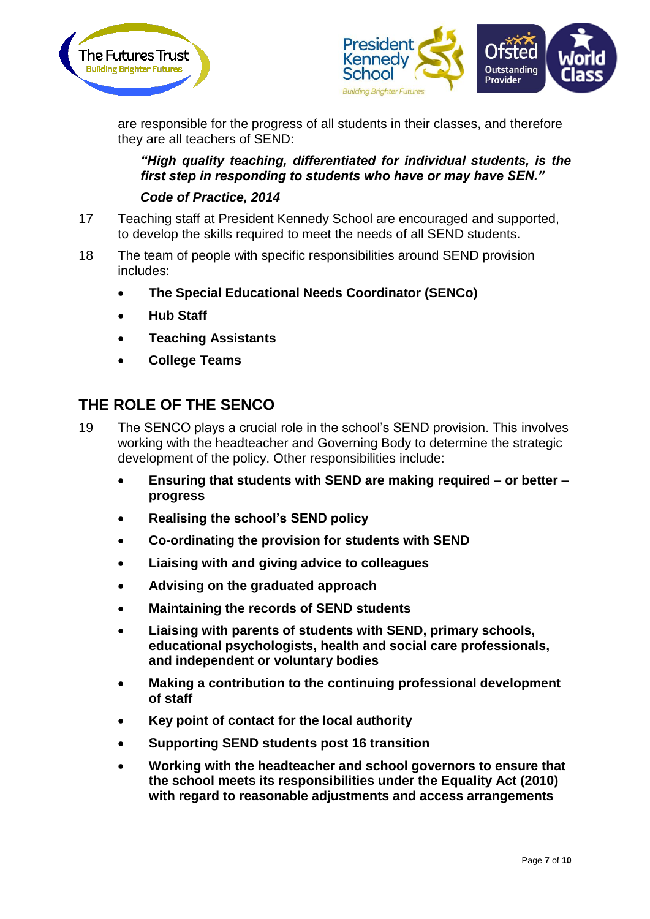are responsible for the progress of all students in their classes, and therefore they are all teachers of SEND:

***"High quality teaching, differentiated for individual students, is the first step in responding to students who have or may have SEN."***

***Code of Practice, 2014***

17 Teaching staff at President Kennedy School are encouraged and supported, to develop the skills required to meet the needs of all SEND students.

18 The team of people with specific responsibilities around SEND provision includes:

- **The Special Educational Needs Coordinator (SENCo)**
- **Hub Staff**
- **Teaching Assistants**
- **College Teams**

## THE ROLE OF THE SENCO

19 The SENCO plays a crucial role in the school's SEND provision. This involves working with the headteacher and Governing Body to determine the strategic development of the policy. Other responsibilities include:

- **Ensuring that students with SEND are making required – or better – progress**
- **Realising the school's SEND policy**
- **Co-ordinating the provision for students with SEND**
- **Liaising with and giving advice to colleagues**
- **Advising on the graduated approach**
- **Maintaining the records of SEND students**
- **Liaising with parents of students with SEND, primary schools, educational psychologists, health and social care professionals, and independent or voluntary bodies**
- **Making a contribution to the continuing professional development of staff**
- **Key point of contact for the local authority**
- **Supporting SEND students post 16 transition**
- **Working with the headteacher and school governors to ensure that the school meets its responsibilities under the Equality Act (2010) with regard to reasonable adjustments and access arrangements**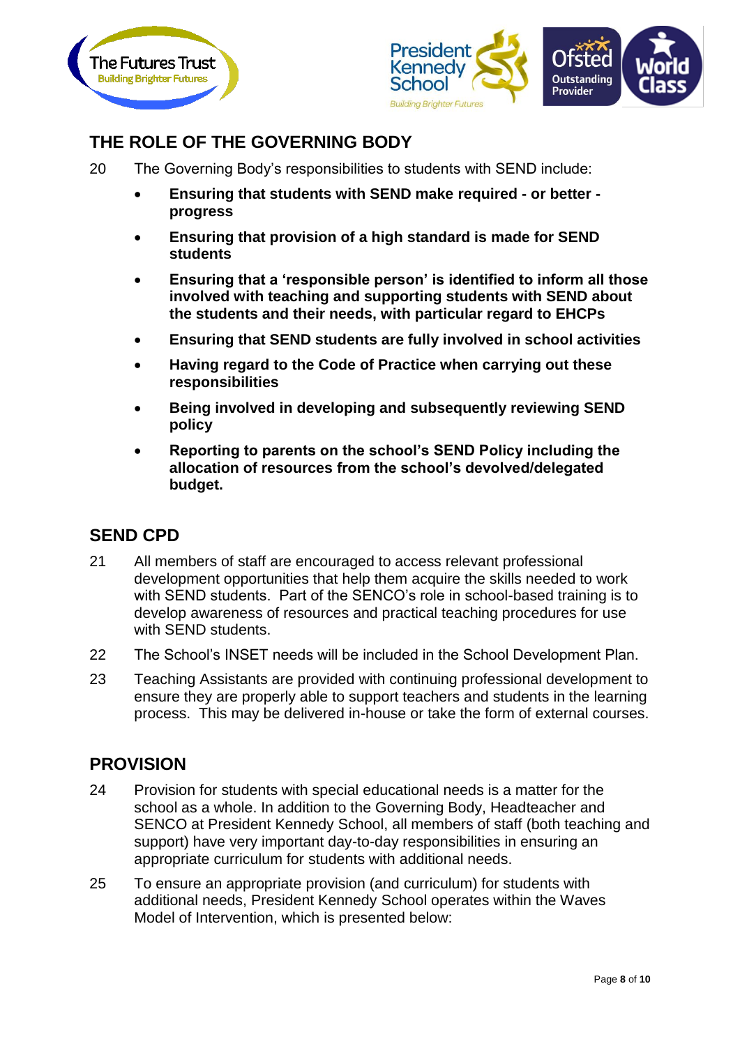## THE ROLE OF THE GOVERNING BODY

20 The Governing Body's responsibilities to students with SEND include:

- **Ensuring that students with SEND make required - or better - progress**
- **Ensuring that provision of a high standard is made for SEND students**
- **Ensuring that a 'responsible person' is identified to inform all those involved with teaching and supporting students with SEND about the students and their needs, with particular regard to EHCPs**
- **Ensuring that SEND students are fully involved in school activities**
- **Having regard to the Code of Practice when carrying out these responsibilities**
- **Being involved in developing and subsequently reviewing SEND policy**
- **Reporting to parents on the school's SEND Policy including the allocation of resources from the school's devolved/delegated budget.**

## SEND CPD

21 All members of staff are encouraged to access relevant professional development opportunities that help them acquire the skills needed to work with SEND students. Part of the SENCO's role in school-based training is to develop awareness of resources and practical teaching procedures for use with SEND students.

22 The School's INSET needs will be included in the School Development Plan.

23 Teaching Assistants are provided with continuing professional development to ensure they are properly able to support teachers and students in the learning process. This may be delivered in-house or take the form of external courses.

## PROVISION

24 Provision for students with special educational needs is a matter for the school as a whole. In addition to the Governing Body, Headteacher and SENCO at President Kennedy School, all members of staff (both teaching and support) have very important day-to-day responsibilities in ensuring an appropriate curriculum for students with additional needs.

25 To ensure an appropriate provision (and curriculum) for students with additional needs, President Kennedy School operates within the Waves Model of Intervention, which is presented below: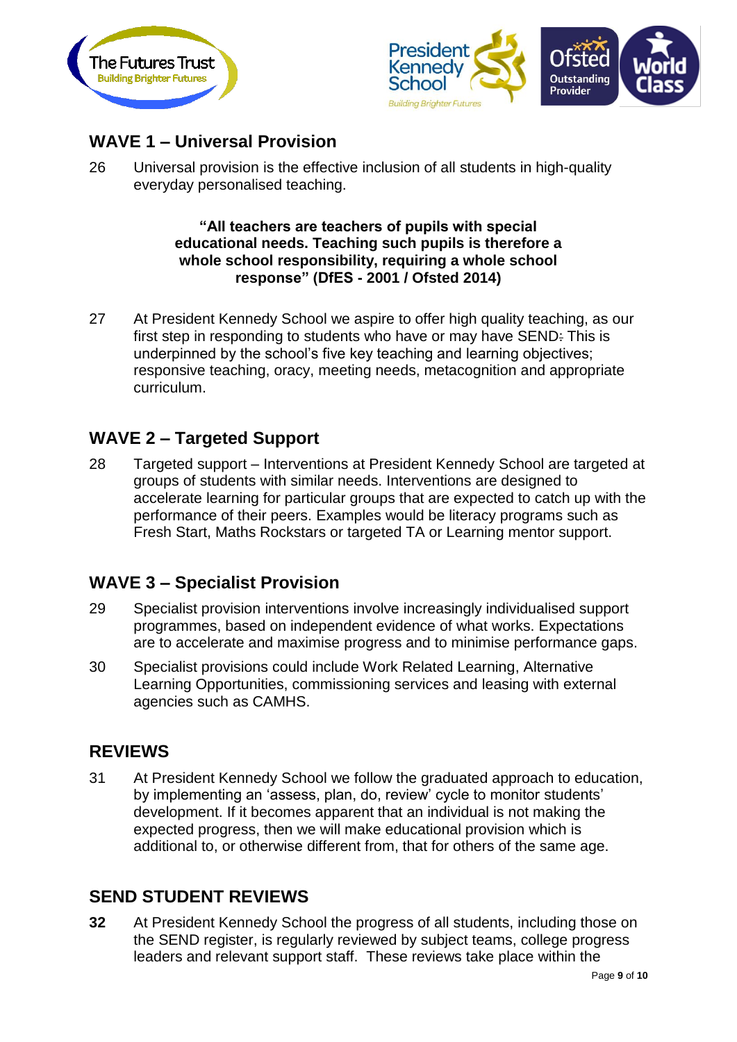## WAVE 1 – Universal Provision

26 Universal provision is the effective inclusion of all students in high-quality everyday personalised teaching.

**"All teachers are teachers of pupils with special educational needs. Teaching such pupils is therefore a whole school responsibility, requiring a whole school response" (DfES - 2001 / Ofsted 2014)**

27 At President Kennedy School we aspire to offer high quality teaching, as our first step in responding to students who have or may have SEND. This is underpinned by the school's five key teaching and learning objectives; responsive teaching, oracy, meeting needs, metacognition and appropriate curriculum.

## WAVE 2 – Targeted Support

28 Targeted support – Interventions at President Kennedy School are targeted at groups of students with similar needs. Interventions are designed to accelerate learning for particular groups that are expected to catch up with the performance of their peers. Examples would be literacy programs such as Fresh Start, Maths Rockstars or targeted TA or Learning mentor support.

## WAVE 3 – Specialist Provision

29 Specialist provision interventions involve increasingly individualised support programmes, based on independent evidence of what works. Expectations are to accelerate and maximise progress and to minimise performance gaps.

30 Specialist provisions could include Work Related Learning, Alternative Learning Opportunities, commissioning services and leasing with external agencies such as CAMHS.

## REVIEWS

31 At President Kennedy School we follow the graduated approach to education, by implementing an 'assess, plan, do, review' cycle to monitor students' development. If it becomes apparent that an individual is not making the expected progress, then we will make educational provision which is additional to, or otherwise different from, that for others of the same age.

## SEND STUDENT REVIEWS

**32** At President Kennedy School the progress of all students, including those on the SEND register, is regularly reviewed by subject teams, college progress leaders and relevant support staff. These reviews take place within the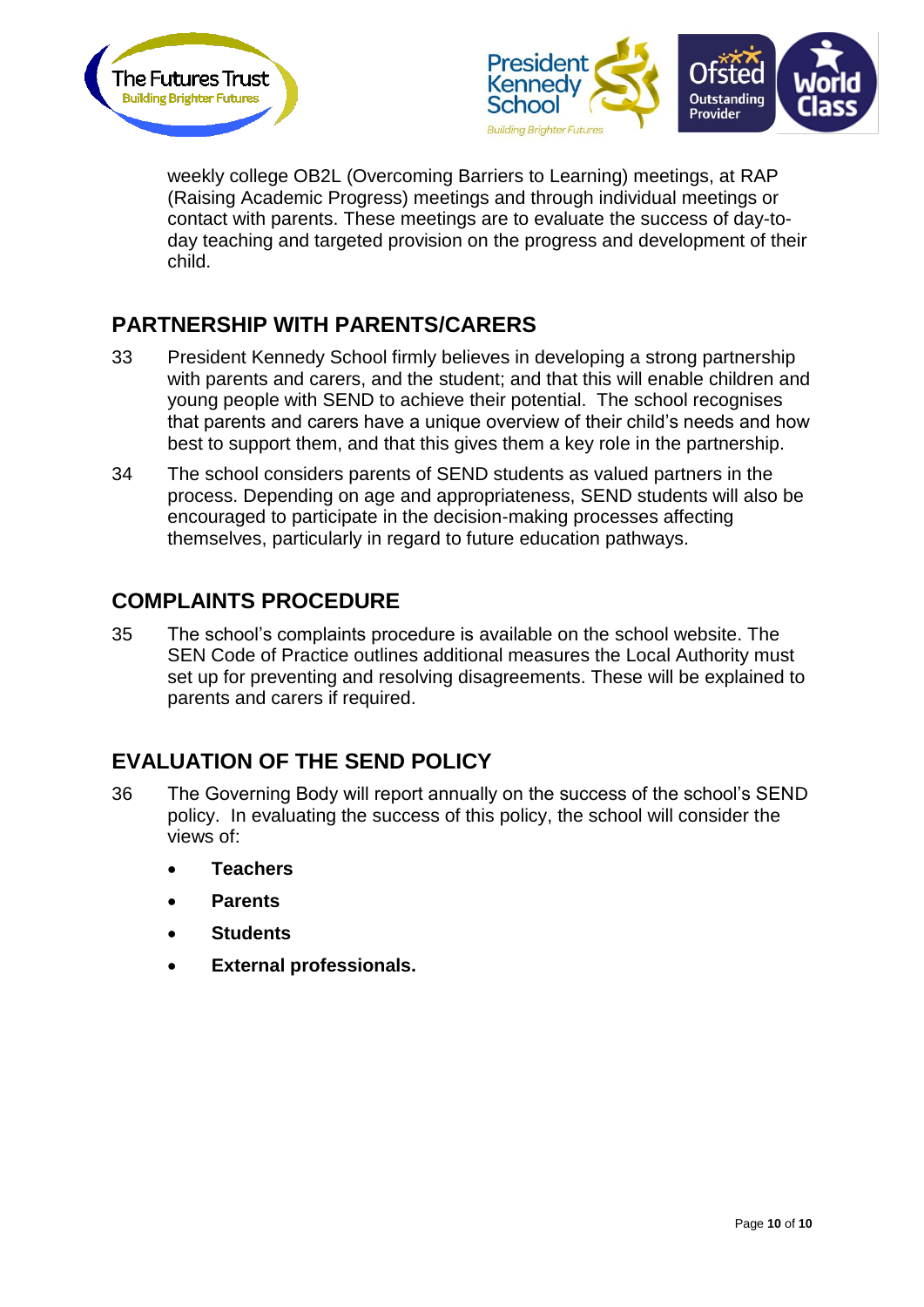weekly college OB2L (Overcoming Barriers to Learning) meetings, at RAP (Raising Academic Progress) meetings and through individual meetings or contact with parents. These meetings are to evaluate the success of day-to-day teaching and targeted provision on the progress and development of their child.

## PARTNERSHIP WITH PARENTS/CARERS

33 President Kennedy School firmly believes in developing a strong partnership with parents and carers, and the student; and that this will enable children and young people with SEND to achieve their potential. The school recognises that parents and carers have a unique overview of their child's needs and how best to support them, and that this gives them a key role in the partnership.

34 The school considers parents of SEND students as valued partners in the process. Depending on age and appropriateness, SEND students will also be encouraged to participate in the decision-making processes affecting themselves, particularly in regard to future education pathways.

## COMPLAINTS PROCEDURE

35 The school's complaints procedure is available on the school website. The SEN Code of Practice outlines additional measures the Local Authority must set up for preventing and resolving disagreements. These will be explained to parents and carers if required.

## EVALUATION OF THE SEND POLICY

36 The Governing Body will report annually on the success of the school's SEND policy. In evaluating the success of this policy, the school will consider the views of:

- **Teachers**
- **Parents**
- **Students**
- **External professionals.**